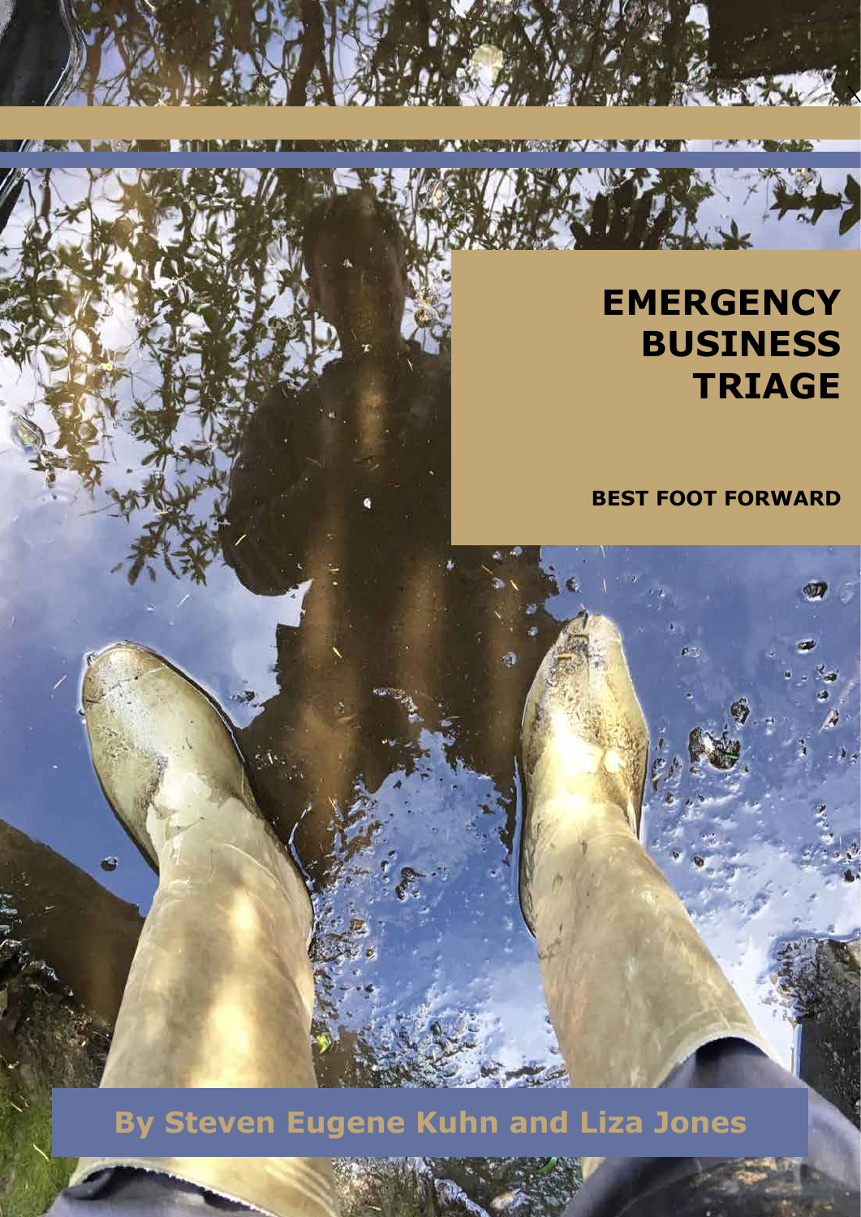# EMERGENCY BUSINESS TRIAGE

**BEST FOOT FORWARD**

**By Steven Eugene Kuhn and Liza Jones**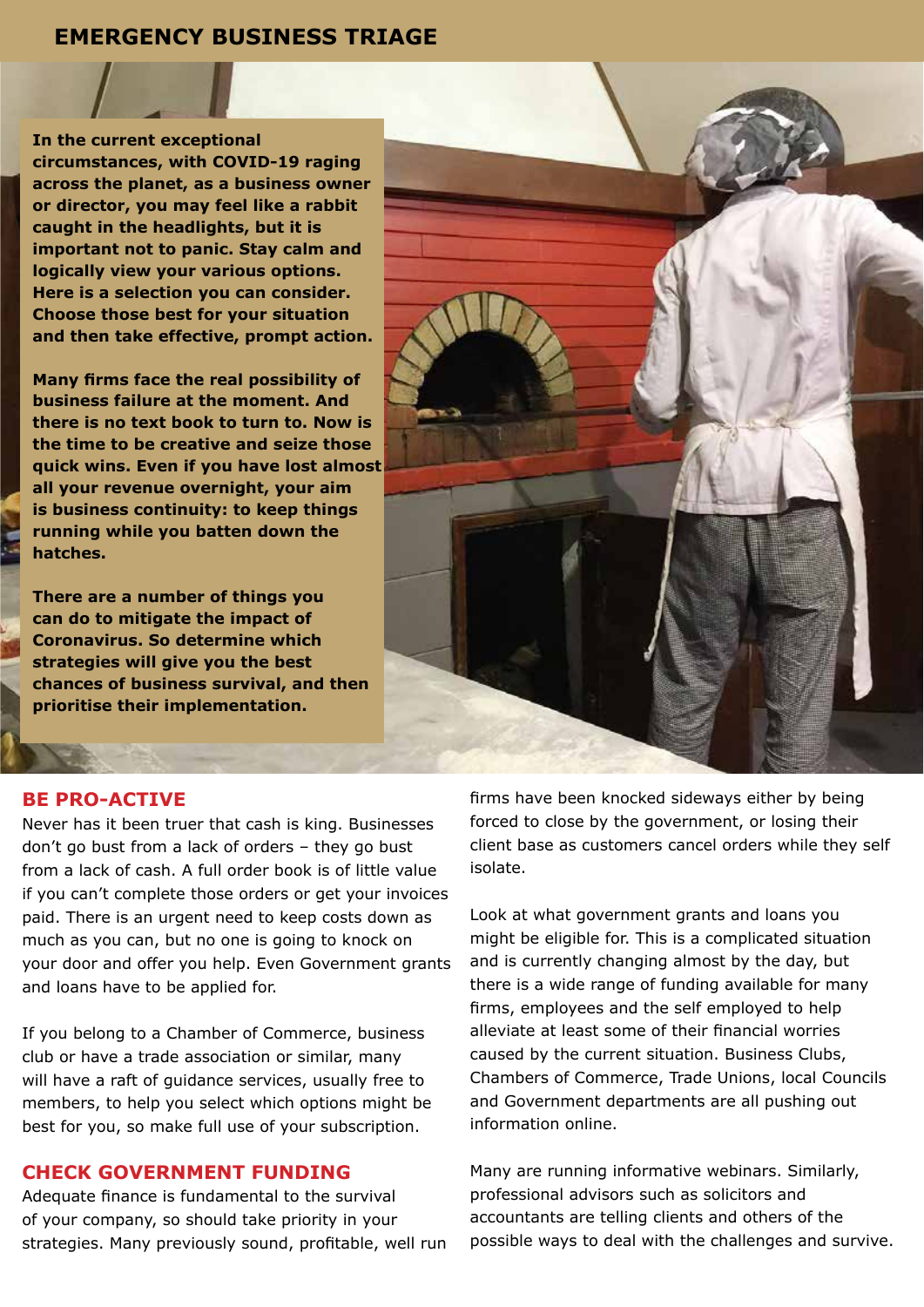# EMERGENCY BUSINESS TRIAGE

**In the current exceptional circumstances, with COVID-19 raging across the planet, as a business owner or director, you may feel like a rabbit caught in the headlights, but it is important not to panic. Stay calm and logically view your various options. Here is a selection you can consider. Choose those best for your situation and then take effective, prompt action.**

**Many firms face the real possibility of business failure at the moment. And there is no text book to turn to. Now is the time to be creative and seize those quick wins. Even if you have lost almost all your revenue overnight, your aim is business continuity: to keep things running while you batten down the hatches.**

**There are a number of things you can do to mitigate the impact of Coronavirus. So determine which strategies will give you the best chances of business survival, and then prioritise their implementation.**

## BE PRO-ACTIVE

Never has it been truer that cash is king. Businesses don't go bust from a lack of orders – they go bust from a lack of cash. A full order book is of little value if you can't complete those orders or get your invoices paid. There is an urgent need to keep costs down as much as you can, but no one is going to knock on your door and offer you help. Even Government grants and loans have to be applied for.

If you belong to a Chamber of Commerce, business club or have a trade association or similar, many will have a raft of guidance services, usually free to members, to help you select which options might be best for you, so make full use of your subscription.

## CHECK GOVERNMENT FUNDING

Adequate finance is fundamental to the survival of your company, so should take priority in your strategies. Many previously sound, profitable, well run firms have been knocked sideways either by being forced to close by the government, or losing their client base as customers cancel orders while they self isolate.

Look at what government grants and loans you might be eligible for. This is a complicated situation and is currently changing almost by the day, but there is a wide range of funding available for many firms, employees and the self employed to help alleviate at least some of their financial worries caused by the current situation. Business Clubs, Chambers of Commerce, Trade Unions, local Councils and Government departments are all pushing out information online.

Many are running informative webinars. Similarly, professional advisors such as solicitors and accountants are telling clients and others of the possible ways to deal with the challenges and survive.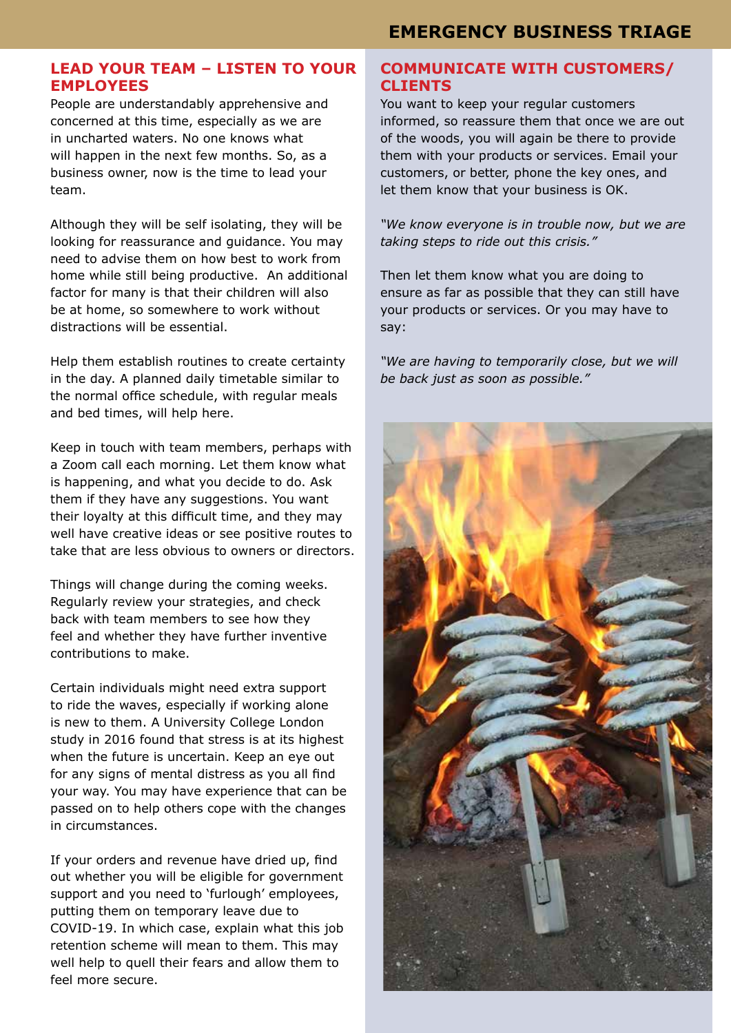## LEAD YOUR TEAM – LISTEN TO YOUR EMPLOYEES

People are understandably apprehensive and concerned at this time, especially as we are in uncharted waters. No one knows what will happen in the next few months. So, as a business owner, now is the time to lead your team.

Although they will be self isolating, they will be looking for reassurance and guidance. You may need to advise them on how best to work from home while still being productive. An additional factor for many is that their children will also be at home, so somewhere to work without distractions will be essential.

Help them establish routines to create certainty in the day. A planned daily timetable similar to the normal office schedule, with regular meals and bed times, will help here.

Keep in touch with team members, perhaps with a Zoom call each morning. Let them know what is happening, and what you decide to do. Ask them if they have any suggestions. You want their loyalty at this difficult time, and they may well have creative ideas or see positive routes to take that are less obvious to owners or directors.

Things will change during the coming weeks. Regularly review your strategies, and check back with team members to see how they feel and whether they have further inventive contributions to make.

Certain individuals might need extra support to ride the waves, especially if working alone is new to them. A University College London study in 2016 found that stress is at its highest when the future is uncertain. Keep an eye out for any signs of mental distress as you all find your way. You may have experience that can be passed on to help others cope with the changes in circumstances.

If your orders and revenue have dried up, find out whether you will be eligible for government support and you need to 'furlough' employees, putting them on temporary leave due to COVID-19. In which case, explain what this job retention scheme will mean to them. This may well help to quell their fears and allow them to feel more secure.

## COMMUNICATE WITH CUSTOMERS/ CLIENTS

You want to keep your regular customers informed, so reassure them that once we are out of the woods, you will again be there to provide them with your products or services. Email your customers, or better, phone the key ones, and let them know that your business is OK.

*"We know everyone is in trouble now, but we are taking steps to ride out this crisis."*

Then let them know what you are doing to ensure as far as possible that they can still have your products or services. Or you may have to say:

*"We are having to temporarily close, but we will be back just as soon as possible."*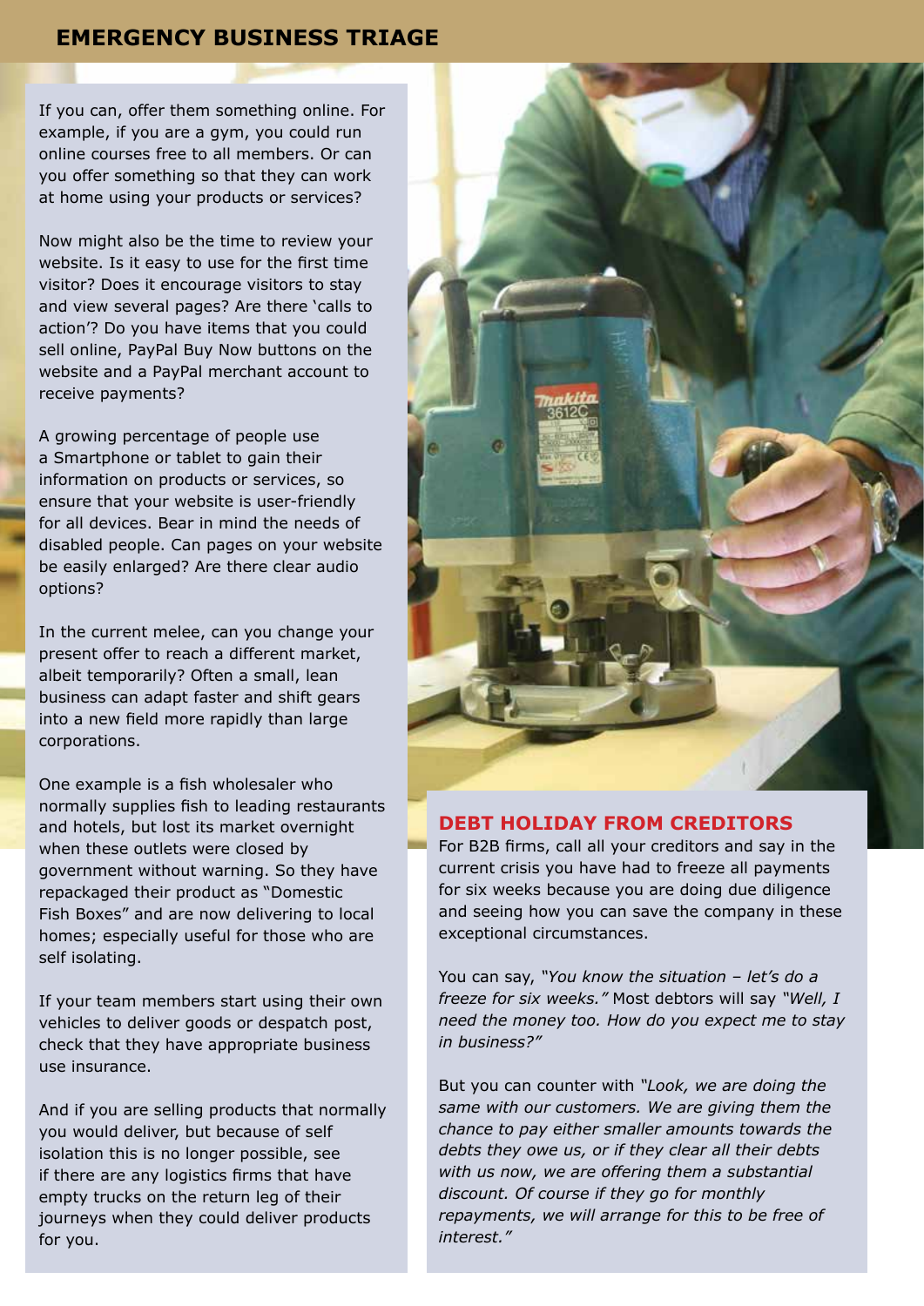If you can, offer them something online. For example, if you are a gym, you could run online courses free to all members. Or can you offer something so that they can work at home using your products or services?

Now might also be the time to review your website. Is it easy to use for the first time visitor? Does it encourage visitors to stay and view several pages? Are there 'calls to action'? Do you have items that you could sell online, PayPal Buy Now buttons on the website and a PayPal merchant account to receive payments?

A growing percentage of people use a Smartphone or tablet to gain their information on products or services, so ensure that your website is user-friendly for all devices. Bear in mind the needs of disabled people. Can pages on your website be easily enlarged? Are there clear audio options?

In the current melee, can you change your present offer to reach a different market, albeit temporarily? Often a small, lean business can adapt faster and shift gears into a new field more rapidly than large corporations.

One example is a fish wholesaler who normally supplies fish to leading restaurants and hotels, but lost its market overnight when these outlets were closed by government without warning. So they have repackaged their product as "Domestic Fish Boxes" and are now delivering to local homes; especially useful for those who are self isolating.

If your team members start using their own vehicles to deliver goods or despatch post, check that they have appropriate business use insurance.

And if you are selling products that normally you would deliver, but because of self isolation this is no longer possible, see if there are any logistics firms that have empty trucks on the return leg of their journeys when they could deliver products for you.

## DEBT HOLIDAY FROM CREDITORS

For B2B firms, call all your creditors and say in the current crisis you have had to freeze all payments for six weeks because you are doing due diligence and seeing how you can save the company in these exceptional circumstances.

You can say, *"You know the situation – let's do a freeze for six weeks."* Most debtors will say *"Well, I need the money too. How do you expect me to stay in business?"*

But you can counter with *"Look, we are doing the same with our customers. We are giving them the chance to pay either smaller amounts towards the debts they owe us, or if they clear all their debts with us now, we are offering them a substantial discount. Of course if they go for monthly repayments, we will arrange for this to be free of interest."*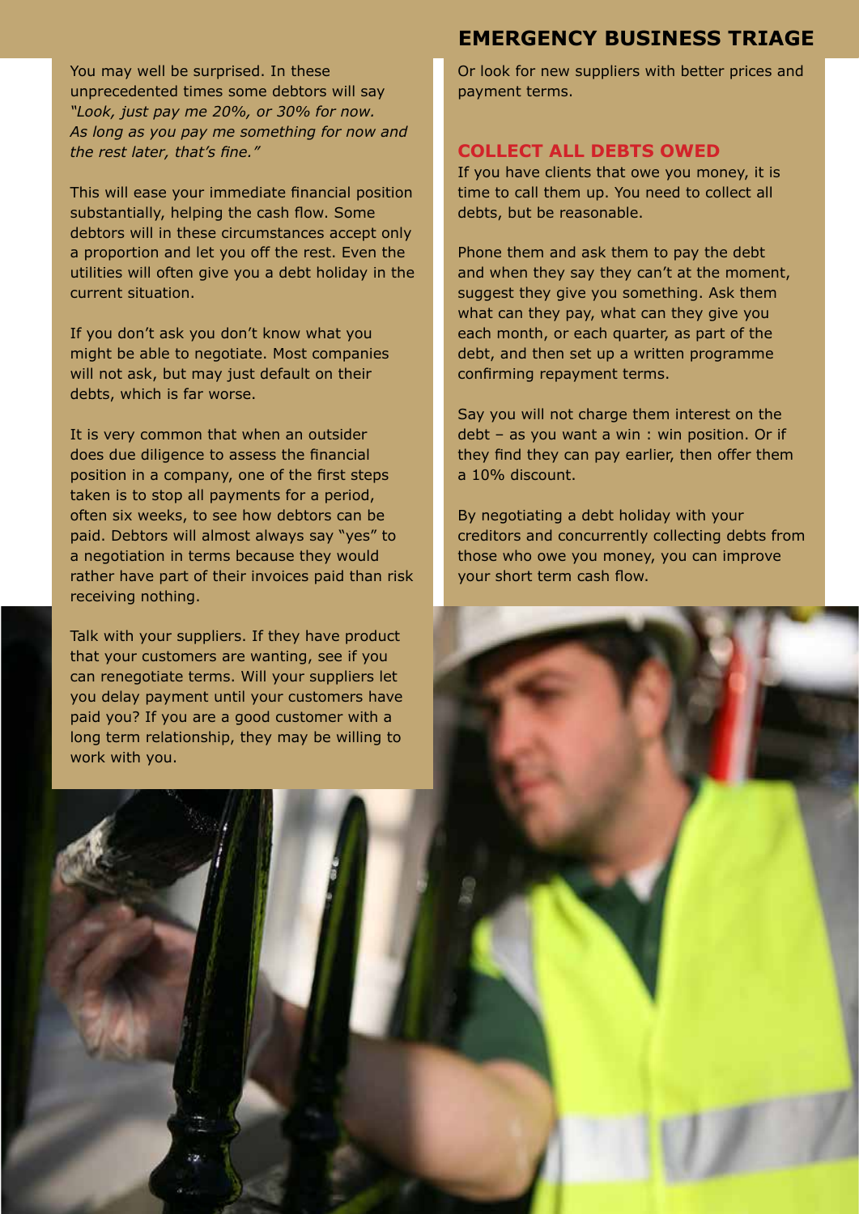You may well be surprised. In these unprecedented times some debtors will say *"Look, just pay me 20%, or 30% for now. As long as you pay me something for now and the rest later, that's fine."*

This will ease your immediate financial position substantially, helping the cash flow. Some debtors will in these circumstances accept only a proportion and let you off the rest. Even the utilities will often give you a debt holiday in the current situation.

If you don't ask you don't know what you might be able to negotiate. Most companies will not ask, but may just default on their debts, which is far worse.

It is very common that when an outsider does due diligence to assess the financial position in a company, one of the first steps taken is to stop all payments for a period, often six weeks, to see how debtors can be paid. Debtors will almost always say "yes" to a negotiation in terms because they would rather have part of their invoices paid than risk receiving nothing.

Talk with your suppliers. If they have product that your customers are wanting, see if you can renegotiate terms. Will your suppliers let you delay payment until your customers have paid you? If you are a good customer with a long term relationship, they may be willing to work with you.

Or look for new suppliers with better prices and payment terms.

## COLLECT ALL DEBTS OWED

If you have clients that owe you money, it is time to call them up. You need to collect all debts, but be reasonable.

Phone them and ask them to pay the debt and when they say they can't at the moment, suggest they give you something. Ask them what can they pay, what can they give you each month, or each quarter, as part of the debt, and then set up a written programme confirming repayment terms.

Say you will not charge them interest on the debt – as you want a win : win position. Or if they find they can pay earlier, then offer them a 10% discount.

By negotiating a debt holiday with your creditors and concurrently collecting debts from those who owe you money, you can improve your short term cash flow.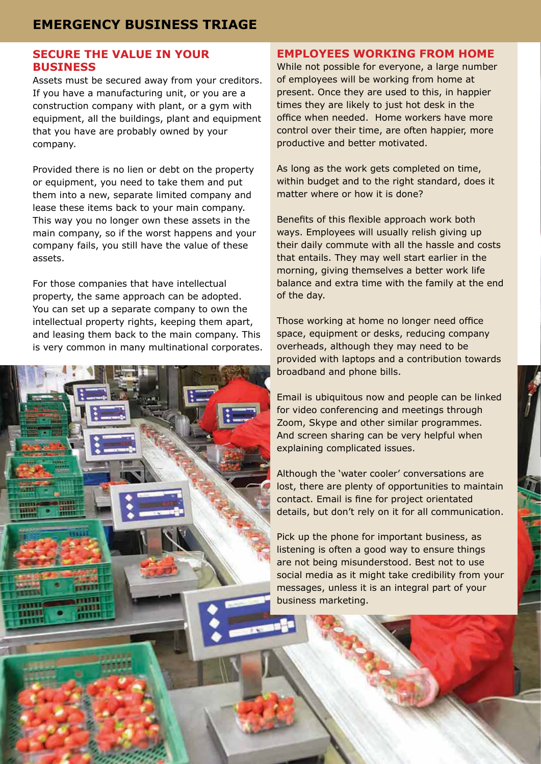# EMERGENCY BUSINESS TRIAGE

## SECURE THE VALUE IN YOUR BUSINESS

Assets must be secured away from your creditors. If you have a manufacturing unit, or you are a construction company with plant, or a gym with equipment, all the buildings, plant and equipment that you have are probably owned by your company.

Provided there is no lien or debt on the property or equipment, you need to take them and put them into a new, separate limited company and lease these items back to your main company. This way you no longer own these assets in the main company, so if the worst happens and your company fails, you still have the value of these assets.

For those companies that have intellectual property, the same approach can be adopted. You can set up a separate company to own the intellectual property rights, keeping them apart, and leasing them back to the main company. This is very common in many multinational corporates.

## EMPLOYEES WORKING FROM HOME

While not possible for everyone, a large number of employees will be working from home at present. Once they are used to this, in happier times they are likely to just hot desk in the office when needed. Home workers have more control over their time, are often happier, more productive and better motivated.

As long as the work gets completed on time, within budget and to the right standard, does it matter where or how it is done?

Benefits of this flexible approach work both ways. Employees will usually relish giving up their daily commute with all the hassle and costs that entails. They may well start earlier in the morning, giving themselves a better work life balance and extra time with the family at the end of the day.

Those working at home no longer need office space, equipment or desks, reducing company overheads, although they may need to be provided with laptops and a contribution towards broadband and phone bills.

Email is ubiquitous now and people can be linked for video conferencing and meetings through Zoom, Skype and other similar programmes. And screen sharing can be very helpful when explaining complicated issues.

Although the 'water cooler' conversations are lost, there are plenty of opportunities to maintain contact. Email is fine for project orientated details, but don't rely on it for all communication.

Pick up the phone for important business, as listening is often a good way to ensure things are not being misunderstood. Best not to use social media as it might take credibility from your messages, unless it is an integral part of your business marketing.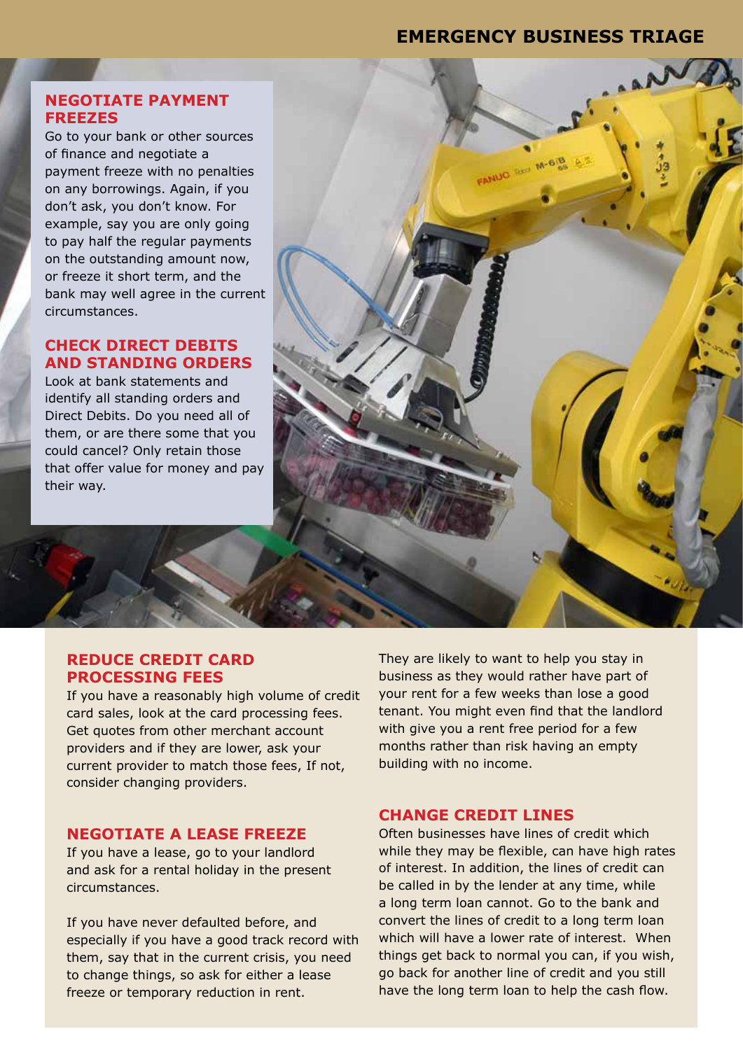## NEGOTIATE PAYMENT FREEZES

Go to your bank or other sources of finance and negotiate a payment freeze with no penalties on any borrowings. Again, if you don't ask, you don't know. For example, say you are only going to pay half the regular payments on the outstanding amount now, or freeze it short term, and the bank may well agree in the current circumstances.

## CHECK DIRECT DEBITS AND STANDING ORDERS

Look at bank statements and identify all standing orders and Direct Debits. Do you need all of them, or are there some that you could cancel? Only retain those that offer value for money and pay their way.

## REDUCE CREDIT CARD PROCESSING FEES

If you have a reasonably high volume of credit card sales, look at the card processing fees. Get quotes from other merchant account providers and if they are lower, ask your current provider to match those fees, If not, consider changing providers.

## NEGOTIATE A LEASE FREEZE

If you have a lease, go to your landlord and ask for a rental holiday in the present circumstances.

If you have never defaulted before, and especially if you have a good track record with them, say that in the current crisis, you need to change things, so ask for either a lease freeze or temporary reduction in rent.

They are likely to want to help you stay in business as they would rather have part of your rent for a few weeks than lose a good tenant. You might even find that the landlord with give you a rent free period for a few months rather than risk having an empty building with no income.

## CHANGE CREDIT LINES

Often businesses have lines of credit which while they may be flexible, can have high rates of interest. In addition, the lines of credit can be called in by the lender at any time, while a long term loan cannot. Go to the bank and convert the lines of credit to a long term loan which will have a lower rate of interest. When things get back to normal you can, if you wish, go back for another line of credit and you still have the long term loan to help the cash flow.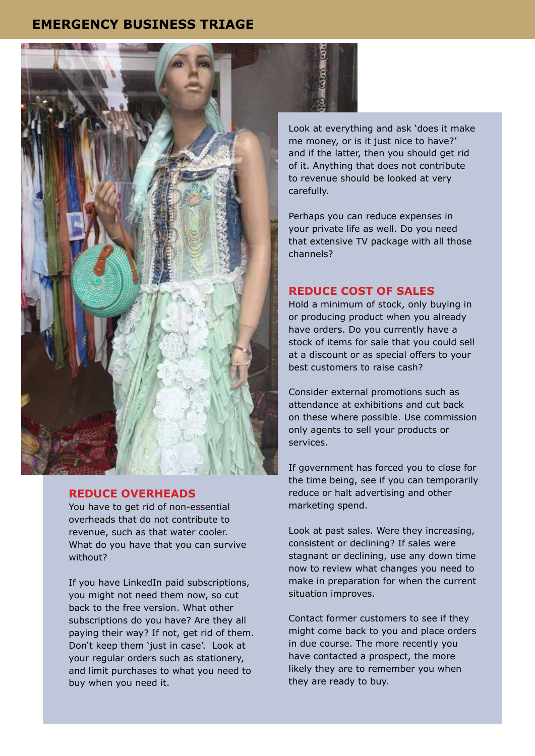# EMERGENCY BUSINESS TRIAGE

## REDUCE OVERHEADS

You have to get rid of non-essential overheads that do not contribute to revenue, such as that water cooler. What do you have that you can survive without?

If you have LinkedIn paid subscriptions, you might not need them now, so cut back to the free version. What other subscriptions do you have? Are they all paying their way? If not, get rid of them. Don't keep them 'just in case'. Look at your regular orders such as stationery, and limit purchases to what you need to buy when you need it.

Look at everything and ask 'does it make me money, or is it just nice to have?' and if the latter, then you should get rid of it. Anything that does not contribute to revenue should be looked at very carefully.

Perhaps you can reduce expenses in your private life as well. Do you need that extensive TV package with all those channels?

## REDUCE COST OF SALES

Hold a minimum of stock, only buying in or producing product when you already have orders. Do you currently have a stock of items for sale that you could sell at a discount or as special offers to your best customers to raise cash?

Consider external promotions such as attendance at exhibitions and cut back on these where possible. Use commission only agents to sell your products or services.

If government has forced you to close for the time being, see if you can temporarily reduce or halt advertising and other marketing spend.

Look at past sales. Were they increasing, consistent or declining? If sales were stagnant or declining, use any down time now to review what changes you need to make in preparation for when the current situation improves.

Contact former customers to see if they might come back to you and place orders in due course. The more recently you have contacted a prospect, the more likely they are to remember you when they are ready to buy.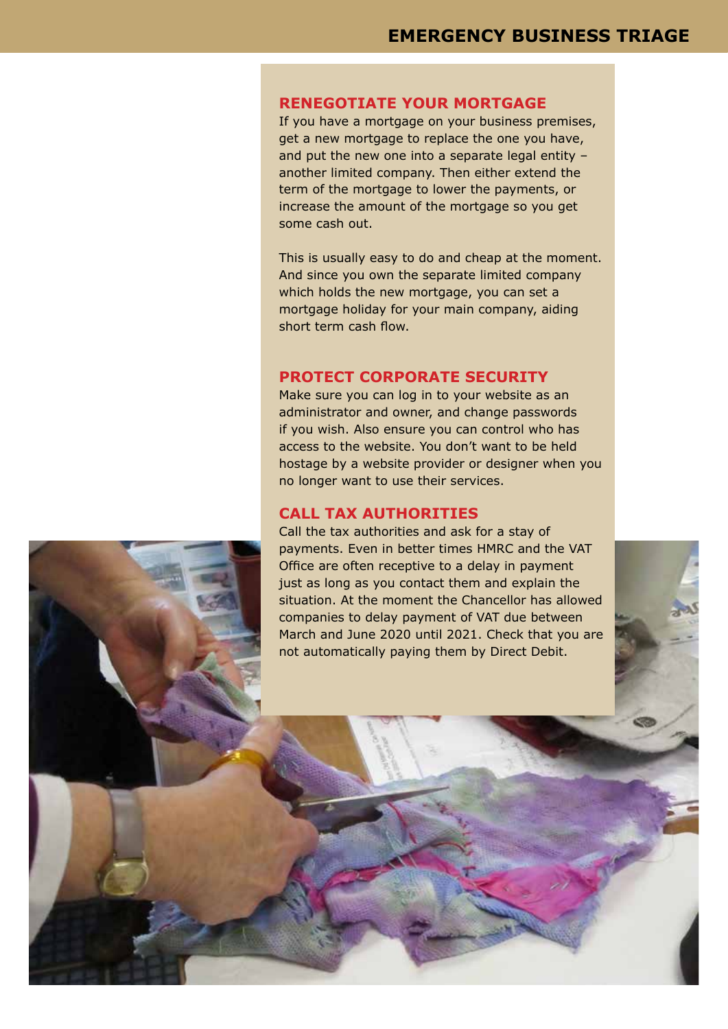## RENEGOTIATE YOUR MORTGAGE

If you have a mortgage on your business premises, get a new mortgage to replace the one you have, and put the new one into a separate legal entity – another limited company. Then either extend the term of the mortgage to lower the payments, or increase the amount of the mortgage so you get some cash out.

This is usually easy to do and cheap at the moment. And since you own the separate limited company which holds the new mortgage, you can set a mortgage holiday for your main company, aiding short term cash flow.

## PROTECT CORPORATE SECURITY

Make sure you can log in to your website as an administrator and owner, and change passwords if you wish. Also ensure you can control who has access to the website. You don't want to be held hostage by a website provider or designer when you no longer want to use their services.

## CALL TAX AUTHORITIES

Call the tax authorities and ask for a stay of payments. Even in better times HMRC and the VAT Office are often receptive to a delay in payment just as long as you contact them and explain the situation. At the moment the Chancellor has allowed companies to delay payment of VAT due between March and June 2020 until 2021. Check that you are not automatically paying them by Direct Debit.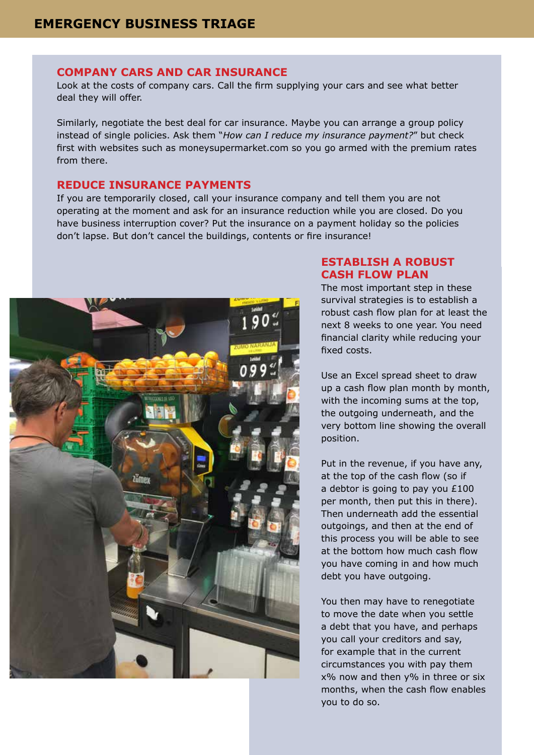## COMPANY CARS AND CAR INSURANCE

Look at the costs of company cars. Call the firm supplying your cars and see what better deal they will offer.

Similarly, negotiate the best deal for car insurance. Maybe you can arrange a group policy instead of single policies. Ask them "*How can I reduce my insurance payment?*" but check first with websites such as moneysupermarket.com so you go armed with the premium rates from there.

## REDUCE INSURANCE PAYMENTS

If you are temporarily closed, call your insurance company and tell them you are not operating at the moment and ask for an insurance reduction while you are closed. Do you have business interruption cover? Put the insurance on a payment holiday so the policies don't lapse. But don't cancel the buildings, contents or fire insurance!

## ESTABLISH A ROBUST CASH FLOW PLAN

The most important step in these survival strategies is to establish a robust cash flow plan for at least the next 8 weeks to one year. You need financial clarity while reducing your fixed costs.

Use an Excel spread sheet to draw up a cash flow plan month by month, with the incoming sums at the top, the outgoing underneath, and the very bottom line showing the overall position.

Put in the revenue, if you have any, at the top of the cash flow (so if a debtor is going to pay you £100 per month, then put this in there). Then underneath add the essential outgoings, and then at the end of this process you will be able to see at the bottom how much cash flow you have coming in and how much debt you have outgoing.

You then may have to renegotiate to move the date when you settle a debt that you have, and perhaps you call your creditors and say, for example that in the current circumstances you with pay them x% now and then y% in three or six months, when the cash flow enables you to do so.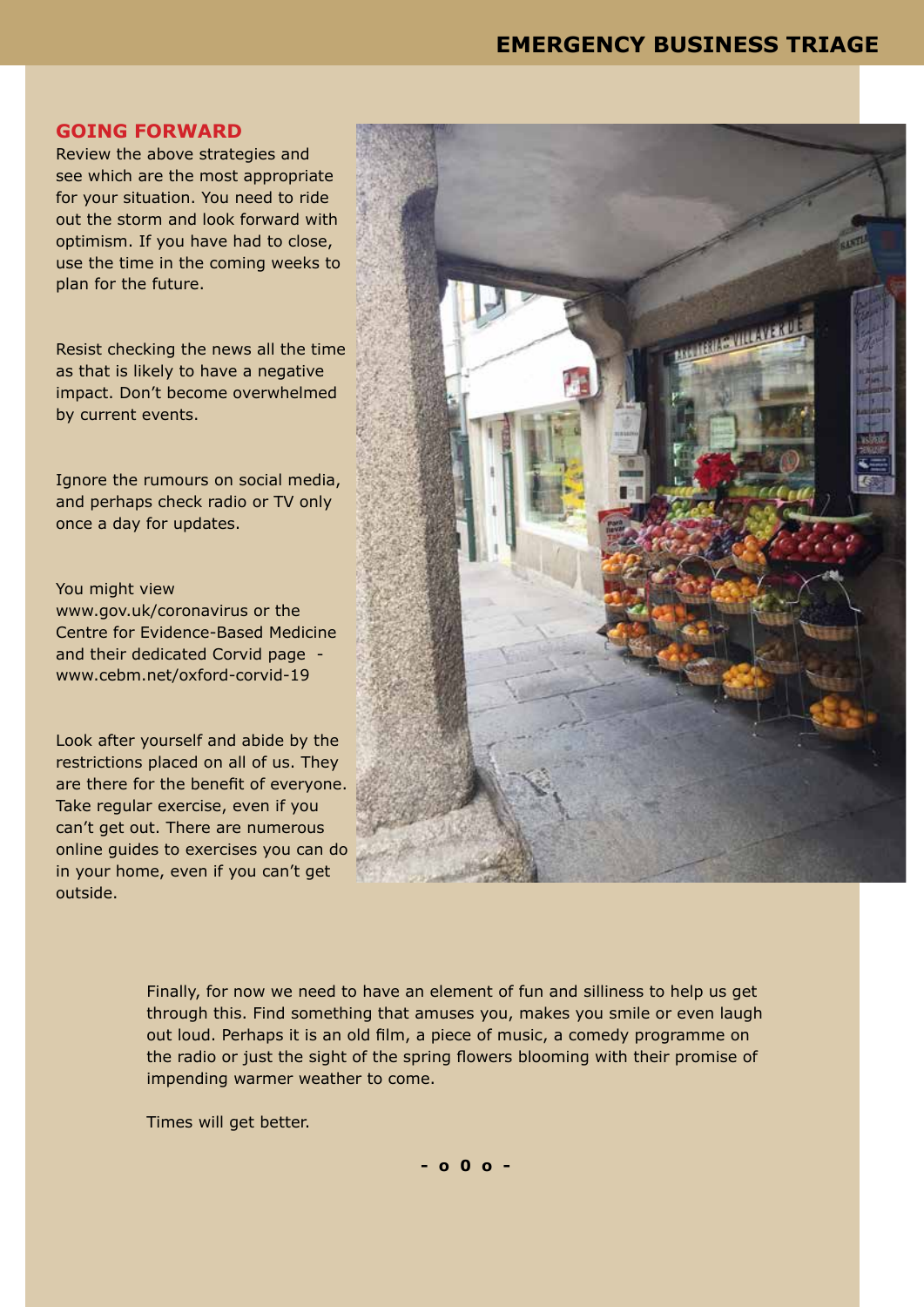## GOING FORWARD

Review the above strategies and see which are the most appropriate for your situation. You need to ride out the storm and look forward with optimism. If you have had to close, use the time in the coming weeks to plan for the future.

Resist checking the news all the time as that is likely to have a negative impact. Don't become overwhelmed by current events.

Ignore the rumours on social media, and perhaps check radio or TV only once a day for updates.

You might view www.gov.uk/coronavirus or the Centre for Evidence-Based Medicine and their dedicated Corvid page - www.cebm.net/oxford-corvid-19

Look after yourself and abide by the restrictions placed on all of us. They are there for the benefit of everyone. Take regular exercise, even if you can't get out. There are numerous online guides to exercises you can do in your home, even if you can't get outside.

Finally, for now we need to have an element of fun and silliness to help us get through this. Find something that amuses you, makes you smile or even laugh out loud. Perhaps it is an old film, a piece of music, a comedy programme on the radio or just the sight of the spring flowers blooming with their promise of impending warmer weather to come.

Times will get better.

**- o 0 o -**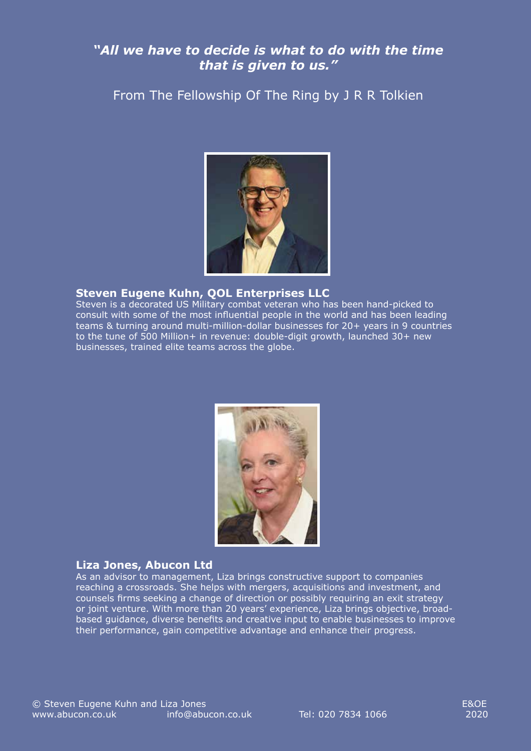***"All we have to decide is what to do with the time that is given to us."***

From The Fellowship Of The Ring by J R R Tolkien

**Steven Eugene Kuhn, QOL Enterprises LLC**

Steven is a decorated US Military combat veteran who has been hand-picked to consult with some of the most influential people in the world and has been leading teams & turning around multi-million-dollar businesses for 20+ years in 9 countries to the tune of 500 Million+ in revenue: double-digit growth, launched 30+ new businesses, trained elite teams across the globe.

**Liza Jones, Abucon Ltd**

As an advisor to management, Liza brings constructive support to companies reaching a crossroads. She helps with mergers, acquisitions and investment, and counsels firms seeking a change of direction or possibly requiring an exit strategy or joint venture. With more than 20 years' experience, Liza brings objective, broad-based guidance, diverse benefits and creative input to enable businesses to improve their performance, gain competitive advantage and enhance their progress.

© Steven Eugene Kuhn and Liza Jones
www.abucon.co.uk    info@abucon.co.uk    Tel: 020 7834 1066

E&OE
2020